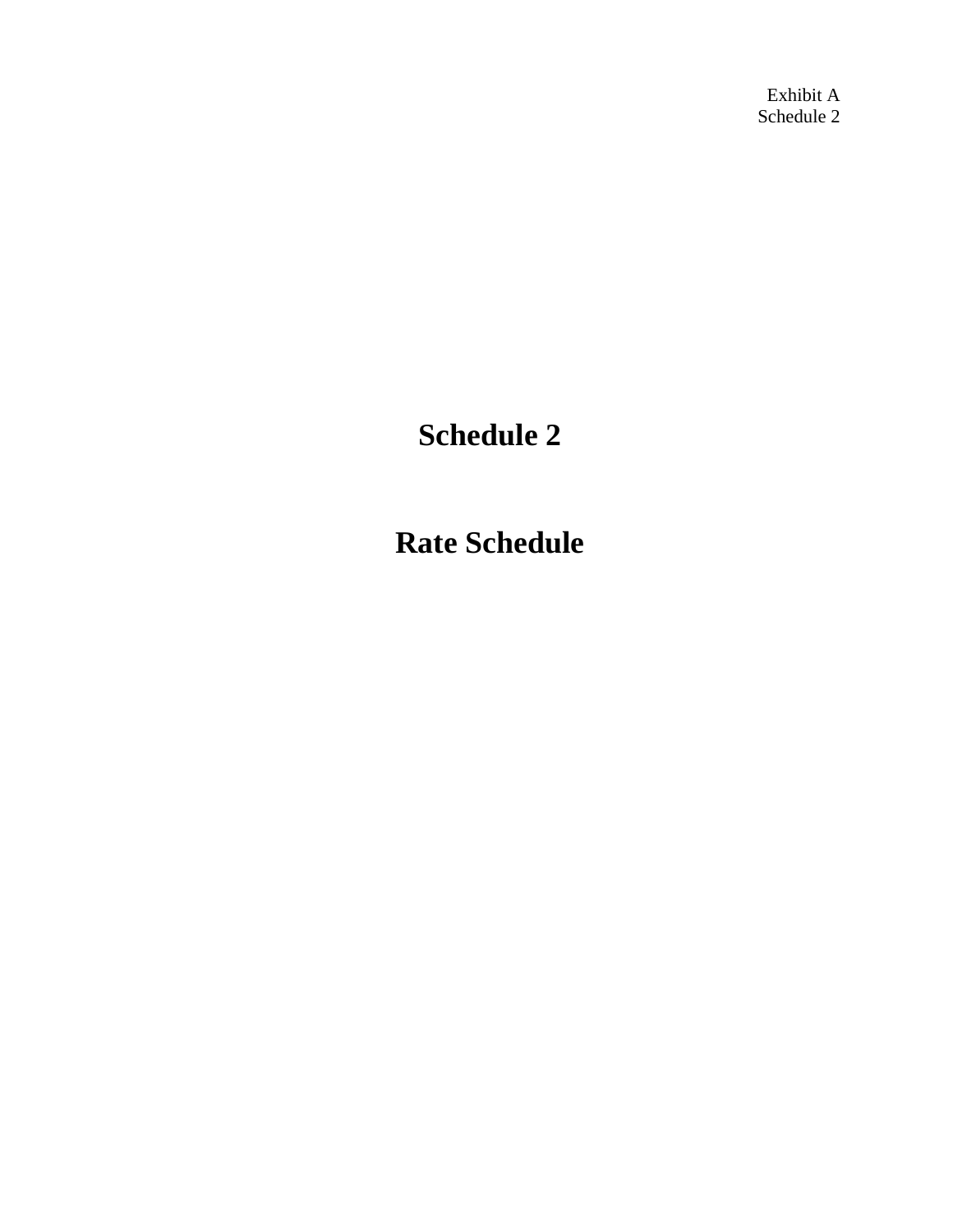Exhibit A
Schedule 2

# Schedule 2

# Rate Schedule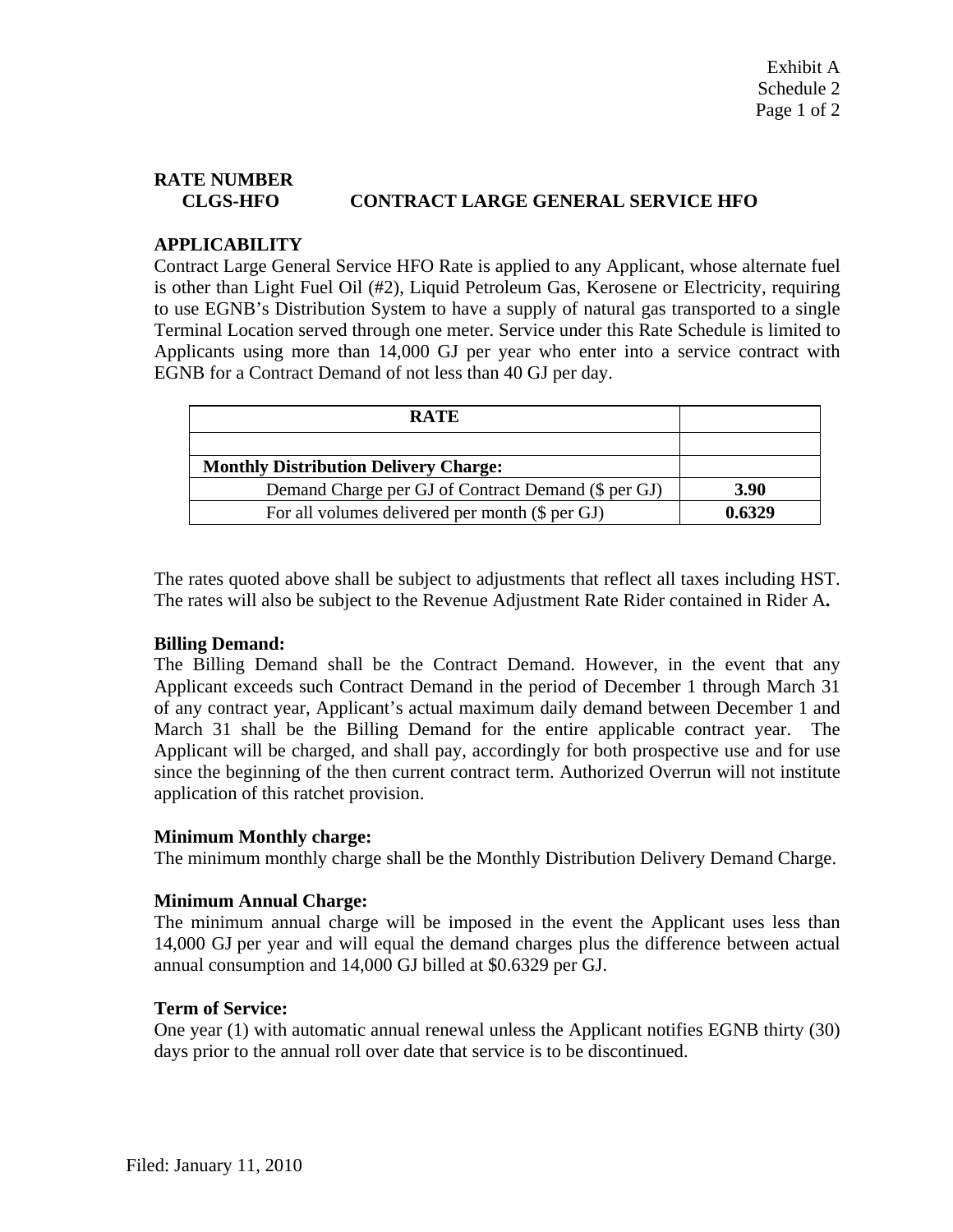Exhibit A
Schedule 2

## RATE NUMBER

## CLGS-HFO CONTRACT LARGE GENERAL SERVICE HFO

### APPLICABILITY

Contract Large General Service HFO Rate is applied to any Applicant, whose alternate fuel is other than Light Fuel Oil (#2), Liquid Petroleum Gas, Kerosene or Electricity, requiring to use EGNB's Distribution System to have a supply of natural gas transported to a single Terminal Location served through one meter. Service under this Rate Schedule is limited to Applicants using more than 14,000 GJ per year who enter into a service contract with EGNB for a Contract Demand of not less than 40 GJ per day.

| RATE | |
|---|---|
| | |
| **Monthly Distribution Delivery Charge:** | |
| Demand Charge per GJ of Contract Demand ($ per GJ) | **3.90** |
| For all volumes delivered per month ($ per GJ) | **0.6329** |

The rates quoted above shall be subject to adjustments that reflect all taxes including HST. The rates will also be subject to the Revenue Adjustment Rate Rider contained in Rider A**.**

**Billing Demand:**
The Billing Demand shall be the Contract Demand. However, in the event that any Applicant exceeds such Contract Demand in the period of December 1 through March 31 of any contract year, Applicant's actual maximum daily demand between December 1 and March 31 shall be the Billing Demand for the entire applicable contract year. The Applicant will be charged, and shall pay, accordingly for both prospective use and for use since the beginning of the then current contract term. Authorized Overrun will not institute application of this ratchet provision.

**Minimum Monthly charge:**
The minimum monthly charge shall be the Monthly Distribution Delivery Demand Charge.

**Minimum Annual Charge:**
The minimum annual charge will be imposed in the event the Applicant uses less than 14,000 GJ per year and will equal the demand charges plus the difference between actual annual consumption and 14,000 GJ billed at $0.6329 per GJ.

**Term of Service:**
One year (1) with automatic annual renewal unless the Applicant notifies EGNB thirty (30) days prior to the annual roll over date that service is to be discontinued.

Filed: January 11, 2010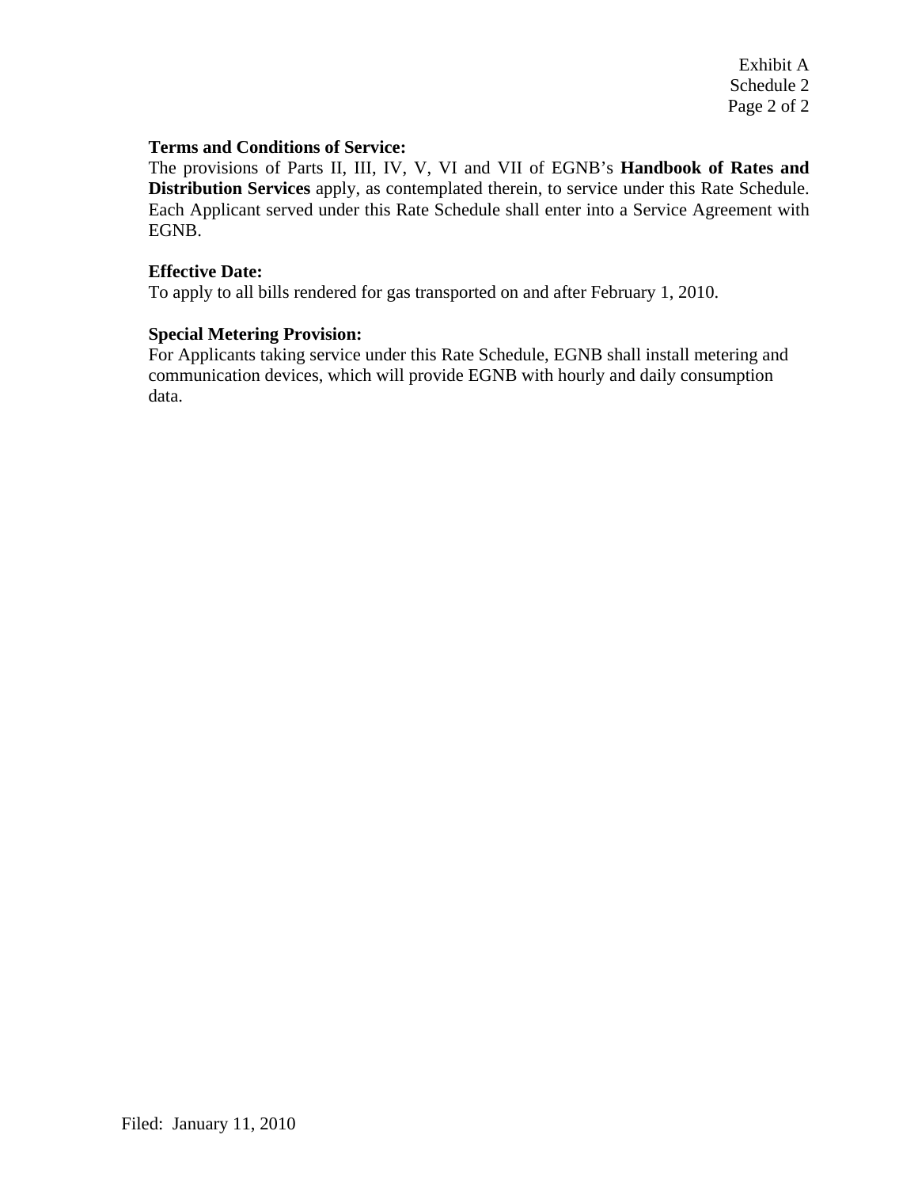Exhibit A
Schedule 2

**Terms and Conditions of Service:**
The provisions of Parts II, III, IV, V, VI and VII of EGNB's **Handbook of Rates and Distribution Services** apply, as contemplated therein, to service under this Rate Schedule. Each Applicant served under this Rate Schedule shall enter into a Service Agreement with EGNB.

**Effective Date:**
To apply to all bills rendered for gas transported on and after February 1, 2010.

**Special Metering Provision:**
For Applicants taking service under this Rate Schedule, EGNB shall install metering and communication devices, which will provide EGNB with hourly and daily consumption data.

Filed: January 11, 2010